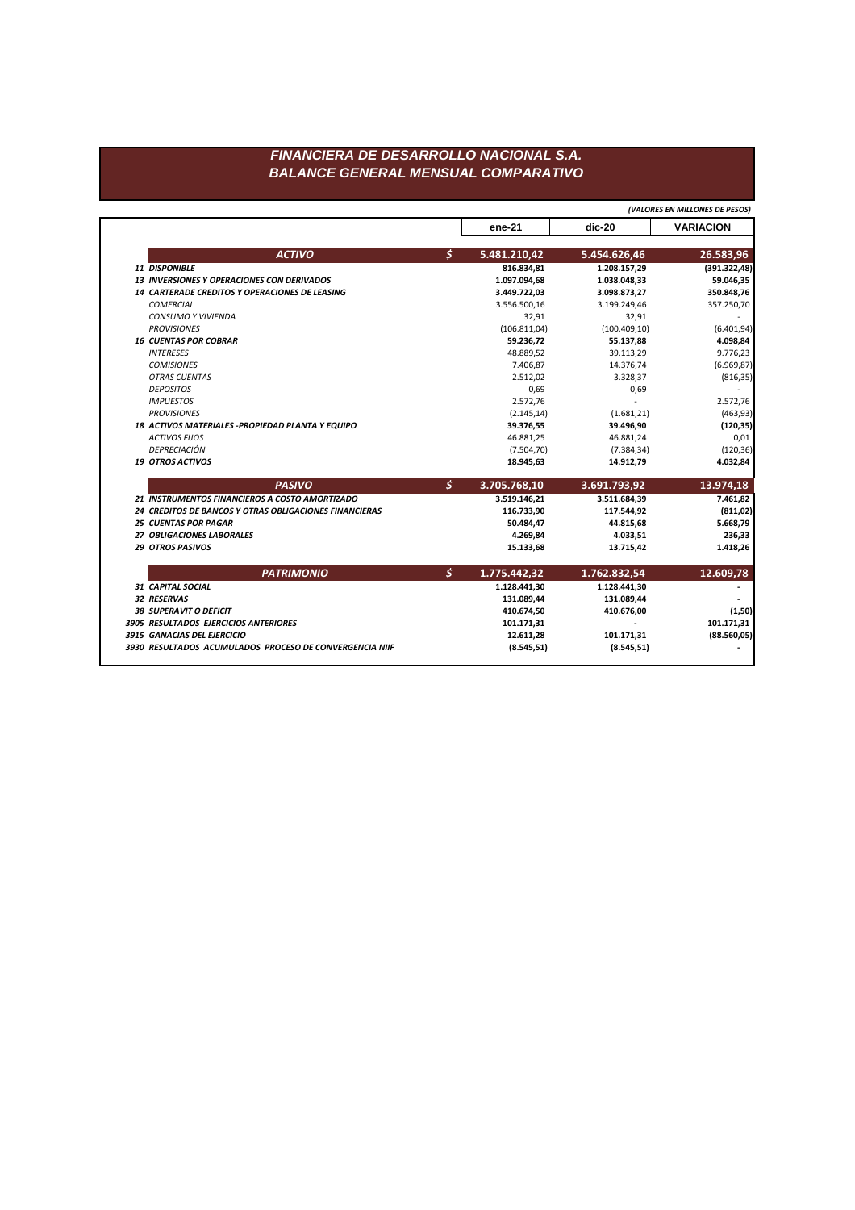# FINANCIERA DE DESARROLLO NACIONAL S.A.
## BALANCE GENERAL MENSUAL COMPARATIVO

*(VALORES EN MILLONES DE PESOS)*

| | | ene-21 | dic-20 | VARIACION |
|---|---|---|---|---|
| **ACTIVO** | $ | **5.481.210,42** | **5.454.626,46** | **26.583,96** |
| **11 DISPONIBLE** | | **816.834,81** | **1.208.157,29** | **(391.322,48)** |
| **13 INVERSIONES Y OPERACIONES CON DERIVADOS** | | **1.097.094,68** | **1.038.048,33** | **59.046,35** |
| **14 CARTERADE CREDITOS Y OPERACIONES DE LEASING** | | **3.449.722,03** | **3.098.873,27** | **350.848,76** |
| *COMERCIAL* | | 3.556.500,16 | 3.199.249,46 | 357.250,70 |
| *CONSUMO Y VIVIENDA* | | 32,91 | 32,91 | - |
| *PROVISIONES* | | (106.811,04) | (100.409,10) | (6.401,94) |
| **16 CUENTAS POR COBRAR** | | **59.236,72** | **55.137,88** | **4.098,84** |
| *INTERESES* | | 48.889,52 | 39.113,29 | 9.776,23 |
| *COMISIONES* | | 7.406,87 | 14.376,74 | (6.969,87) |
| *OTRAS CUENTAS* | | 2.512,02 | 3.328,37 | (816,35) |
| *DEPOSITOS* | | 0,69 | 0,69 | - |
| *IMPUESTOS* | | 2.572,76 | - | 2.572,76 |
| *PROVISIONES* | | (2.145,14) | (1.681,21) | (463,93) |
| **18 ACTIVOS MATERIALES -PROPIEDAD PLANTA Y EQUIPO** | | **39.376,55** | **39.496,90** | **(120,35)** |
| *ACTIVOS FIJOS* | | 46.881,25 | 46.881,24 | 0,01 |
| *DEPRECIACIÓN* | | (7.504,70) | (7.384,34) | (120,36) |
| **19 OTROS ACTIVOS** | | **18.945,63** | **14.912,79** | **4.032,84** |
| **PASIVO** | $ | **3.705.768,10** | **3.691.793,92** | **13.974,18** |
| **21 INSTRUMENTOS FINANCIEROS A COSTO AMORTIZADO** | | **3.519.146,21** | **3.511.684,39** | **7.461,82** |
| **24 CREDITOS DE BANCOS Y OTRAS OBLIGACIONES FINANCIERAS** | | **116.733,90** | **117.544,92** | **(811,02)** |
| **25 CUENTAS POR PAGAR** | | **50.484,47** | **44.815,68** | **5.668,79** |
| **27 OBLIGACIONES LABORALES** | | **4.269,84** | **4.033,51** | **236,33** |
| **29 OTROS PASIVOS** | | **15.133,68** | **13.715,42** | **1.418,26** |
| **PATRIMONIO** | $ | **1.775.442,32** | **1.762.832,54** | **12.609,78** |
| **31 CAPITAL SOCIAL** | | **1.128.441,30** | **1.128.441,30** | **-** |
| **32 RESERVAS** | | **131.089,44** | **131.089,44** | **-** |
| **38 SUPERAVIT O DEFICIT** | | **410.674,50** | **410.676,00** | **(1,50)** |
| **3905 RESULTADOS EJERCICIOS ANTERIORES** | | **101.171,31** | **-** | **101.171,31** |
| **3915 GANACIAS DEL EJERCICIO** | | **12.611,28** | **101.171,31** | **(88.560,05)** |
| **3930 RESULTADOS ACUMULADOS PROCESO DE CONVERGENCIA NIIF** | | **(8.545,51)** | **(8.545,51)** | **-** |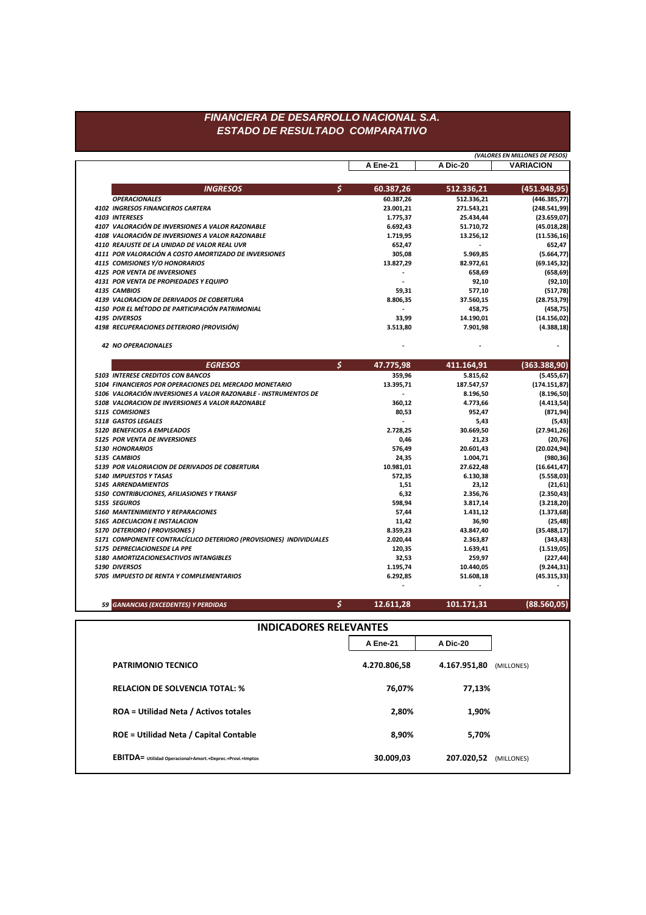# FINANCIERA DE DESARROLLO NACIONAL S.A.
## ESTADO DE RESULTADO COMPARATIVO

*(VALORES EN MILLONES DE PESOS)*

| | | A Ene-21 | A Dic-20 | VARIACION |
|---|---|---|---|---|
| **INGRESOS** | **$** | **60.387,26** | **512.336,21** | **(451.948,95)** |
| *OPERACIONALES* | | 60.387,26 | 512.336,21 | (446.385,77) |
| *4102 INGRESOS FINANCIEROS CARTERA* | | 23.001,21 | 271.543,21 | (248.541,99) |
| *4103 INTERESES* | | 1.775,37 | 25.434,44 | (23.659,07) |
| *4107 VALORACIÓN DE INVERSIONES A VALOR RAZONABLE* | | 6.692,43 | 51.710,72 | (45.018,28) |
| *4108 VALORACIÓN DE INVERSIONES A VALOR RAZONABLE* | | 1.719,95 | 13.256,12 | (11.536,16) |
| *4110 REAJUSTE DE LA UNIDAD DE VALOR REAL UVR* | | 652,47 | - | 652,47 |
| *4111 POR VALORACIÓN A COSTO AMORTIZADO DE INVERSIONES* | | 305,08 | 5.969,85 | (5.664,77) |
| *4115 COMISIONES Y/O HONORARIOS* | | 13.827,29 | 82.972,61 | (69.145,32) |
| *4125 POR VENTA DE INVERSIONES* | | - | 658,69 | (658,69) |
| *4131 POR VENTA DE PROPIEDADES Y EQUIPO* | | - | 92,10 | (92,10) |
| *4135 CAMBIOS* | | 59,31 | 577,10 | (517,78) |
| *4139 VALORACION DE DERIVADOS DE COBERTURA* | | 8.806,35 | 37.560,15 | (28.753,79) |
| *4150 POR EL MÉTODO DE PARTICIPACIÓN PATRIMONIAL* | | - | 458,75 | (458,75) |
| *4195 DIVERSOS* | | 33,99 | 14.190,01 | (14.156,02) |
| *4198 RECUPERACIONES DETERIORO (PROVISIÓN)* | | 3.513,80 | 7.901,98 | (4.388,18) |
| *42 NO OPERACIONALES* | | - | - | - |
| **EGRESOS** | **$** | **47.775,98** | **411.164,91** | **(363.388,90)** |
| *5103 INTERESE CREDITOS CON BANCOS* | | 359,96 | 5.815,62 | (5.455,67) |
| *5104 FINANCIEROS POR OPERACIONES DEL MERCADO MONETARIO* | | 13.395,71 | 187.547,57 | (174.151,87) |
| *5106 VALORACIÓN INVERSIONES A VALOR RAZONABLE - INSTRUMENTOS DE* | | - | 8.196,50 | (8.196,50) |
| *5108 VALORACION DE INVERSIONES A VALOR RAZONABLE* | | 360,12 | 4.773,66 | (4.413,54) |
| *5115 COMISIONES* | | 80,53 | 952,47 | (871,94) |
| *5118 GASTOS LEGALES* | | - | 5,43 | (5,43) |
| *5120 BENEFICIOS A EMPLEADOS* | | 2.728,25 | 30.669,50 | (27.941,26) |
| *5125 POR VENTA DE INVERSIONES* | | 0,46 | 21,23 | (20,76) |
| *5130 HONORARIOS* | | 576,49 | 20.601,43 | (20.024,94) |
| *5135 CAMBIOS* | | 24,35 | 1.004,71 | (980,36) |
| *5139 POR VALORIACION DE DERIVADOS DE COBERTURA* | | 10.981,01 | 27.622,48 | (16.641,47) |
| *5140 IMPUESTOS Y TASAS* | | 572,35 | 6.130,38 | (5.558,03) |
| *5145 ARRENDAMIENTOS* | | 1,51 | 23,12 | (21,61) |
| *5150 CONTRIBUCIONES, AFILIASIONES Y TRANSF* | | 6,32 | 2.356,76 | (2.350,43) |
| *5155 SEGUROS* | | 598,94 | 3.817,14 | (3.218,20) |
| *5160 MANTENIMIENTO Y REPARACIONES* | | 57,44 | 1.431,12 | (1.373,68) |
| *5165 ADECUACION E INSTALACION* | | 11,42 | 36,90 | (25,48) |
| *5170 DETERIORO ( PROVISIONES )* | | 8.359,23 | 43.847,40 | (35.488,17) |
| *5171 COMPONENTE CONTRACÍCLICO DETERIORO (PROVISIONES) INDIVIDUALES* | | 2.020,44 | 2.363,87 | (343,43) |
| *5175 DEPRECIACIONESDE LA PPE* | | 120,35 | 1.639,41 | (1.519,05) |
| *5180 AMORTIZACIONESACTIVOS INTANGIBLES* | | 32,53 | 259,97 | (227,44) |
| *5190 DIVERSOS* | | 1.195,74 | 10.440,05 | (9.244,31) |
| *5705 IMPUESTO DE RENTA Y COMPLEMENTARIOS* | | 6.292,85 | 51.608,18 | (45.315,33) |
| | | - | - | - |
| *59 GANANCIAS (EXCEDENTES) Y PERDIDAS* | **$** | **12.611,28** | **101.171,31** | **(88.560,05)** |

## INDICADORES RELEVANTES

| | A Ene-21 | A Dic-20 | |
|---|---|---|---|
| **PATRIMONIO TECNICO** | 4.270.806,58 | 4.167.951,80 | (MILLONES) |
| **RELACION DE SOLVENCIA TOTAL: %** | 76,07% | 77,13% | |
| **ROA = Utilidad Neta / Activos totales** | 2,80% | 1,90% | |
| **ROE = Utilidad Neta / Capital Contable** | 8,90% | 5,70% | |
| **EBITDA=** Utilidad Operacional+Amort.+Deprec.+Provi.+Imptos | 30.009,03 | 207.020,52 | (MILLONES) |